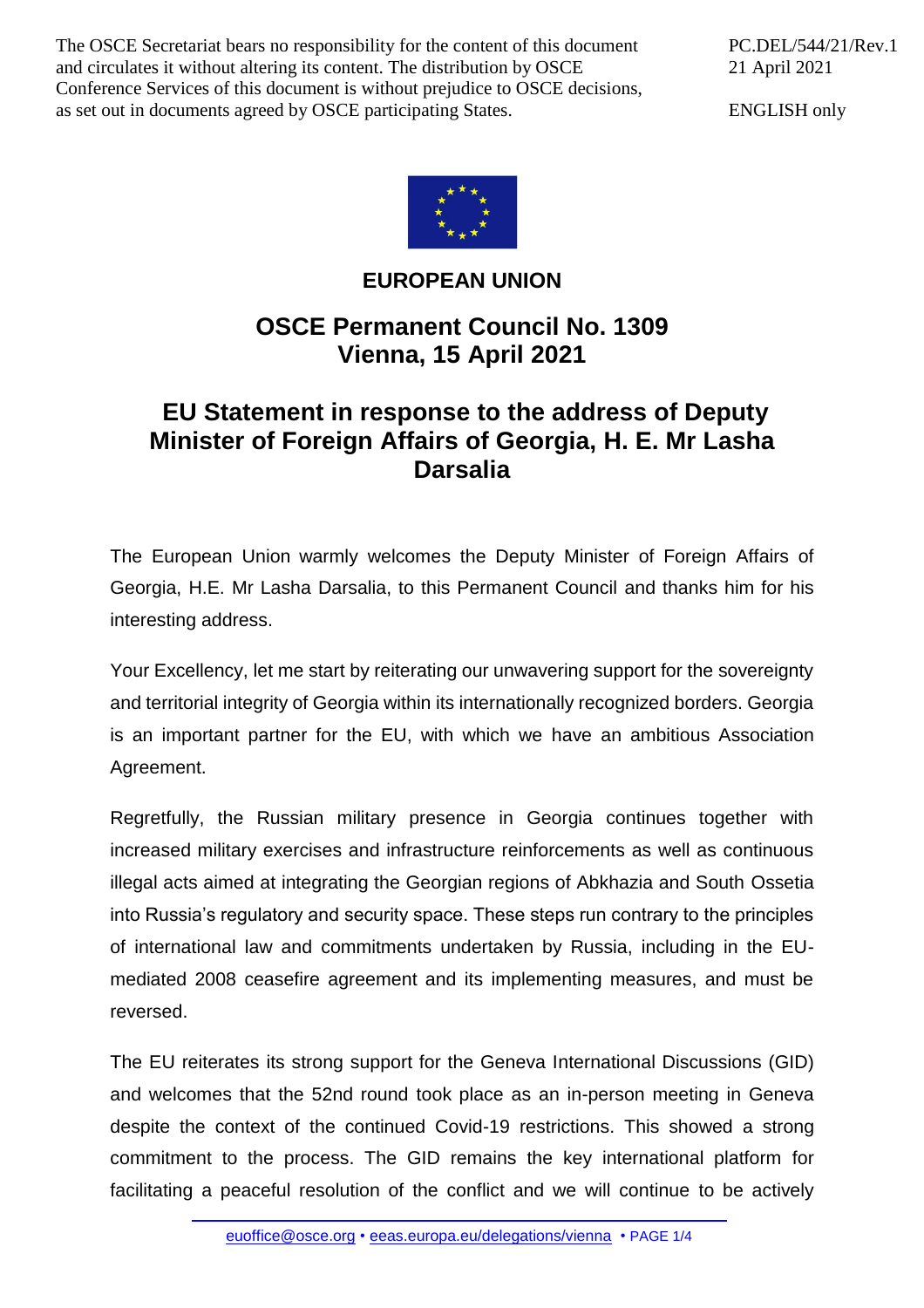The OSCE Secretariat bears no responsibility for the content of this document and circulates it without altering its content. The distribution by OSCE Conference Services of this document is without prejudice to OSCE decisions, as set out in documents agreed by OSCE participating States.

PC.DEL/544/21/Rev.1
21 April 2021

ENGLISH only

**EUROPEAN UNION**

## OSCE Permanent Council No. 1309
## Vienna, 15 April 2021

# EU Statement in response to the address of Deputy Minister of Foreign Affairs of Georgia, H. E. Mr Lasha Darsalia

The European Union warmly welcomes the Deputy Minister of Foreign Affairs of Georgia, H.E. Mr Lasha Darsalia, to this Permanent Council and thanks him for his interesting address.

Your Excellency, let me start by reiterating our unwavering support for the sovereignty and territorial integrity of Georgia within its internationally recognized borders. Georgia is an important partner for the EU, with which we have an ambitious Association Agreement.

Regretfully, the Russian military presence in Georgia continues together with increased military exercises and infrastructure reinforcements as well as continuous illegal acts aimed at integrating the Georgian regions of Abkhazia and South Ossetia into Russia's regulatory and security space. These steps run contrary to the principles of international law and commitments undertaken by Russia, including in the EU-mediated 2008 ceasefire agreement and its implementing measures, and must be reversed.

The EU reiterates its strong support for the Geneva International Discussions (GID) and welcomes that the 52nd round took place as an in-person meeting in Geneva despite the context of the continued Covid-19 restrictions. This showed a strong commitment to the process. The GID remains the key international platform for facilitating a peaceful resolution of the conflict and we will continue to be actively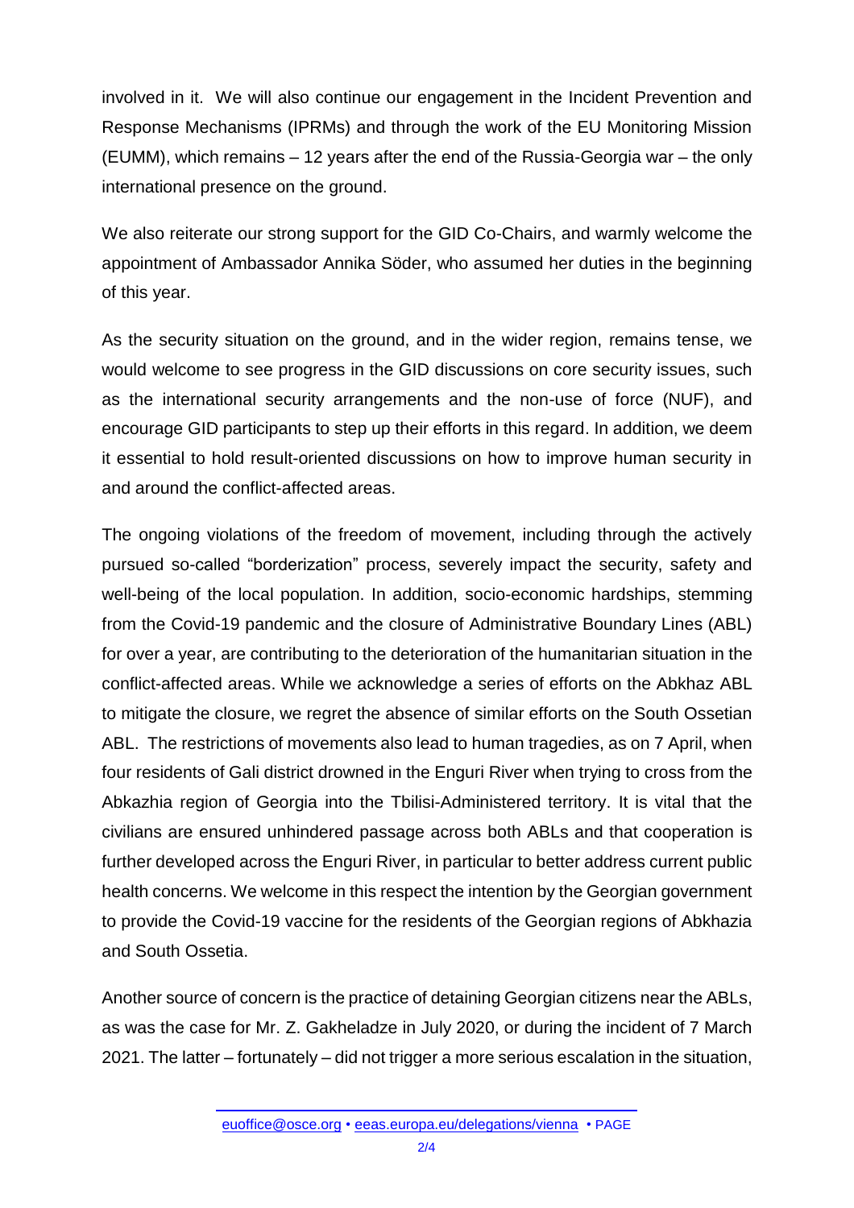involved in it. We will also continue our engagement in the Incident Prevention and Response Mechanisms (IPRMs) and through the work of the EU Monitoring Mission (EUMM), which remains – 12 years after the end of the Russia-Georgia war – the only international presence on the ground.

We also reiterate our strong support for the GID Co-Chairs, and warmly welcome the appointment of Ambassador Annika Söder, who assumed her duties in the beginning of this year.

As the security situation on the ground, and in the wider region, remains tense, we would welcome to see progress in the GID discussions on core security issues, such as the international security arrangements and the non-use of force (NUF), and encourage GID participants to step up their efforts in this regard. In addition, we deem it essential to hold result-oriented discussions on how to improve human security in and around the conflict-affected areas.

The ongoing violations of the freedom of movement, including through the actively pursued so-called "borderization" process, severely impact the security, safety and well-being of the local population. In addition, socio-economic hardships, stemming from the Covid-19 pandemic and the closure of Administrative Boundary Lines (ABL) for over a year, are contributing to the deterioration of the humanitarian situation in the conflict-affected areas. While we acknowledge a series of efforts on the Abkhaz ABL to mitigate the closure, we regret the absence of similar efforts on the South Ossetian ABL. The restrictions of movements also lead to human tragedies, as on 7 April, when four residents of Gali district drowned in the Enguri River when trying to cross from the Abkazhia region of Georgia into the Tbilisi-Administered territory. It is vital that the civilians are ensured unhindered passage across both ABLs and that cooperation is further developed across the Enguri River, in particular to better address current public health concerns. We welcome in this respect the intention by the Georgian government to provide the Covid-19 vaccine for the residents of the Georgian regions of Abkhazia and South Ossetia.

Another source of concern is the practice of detaining Georgian citizens near the ABLs, as was the case for Mr. Z. Gakheladze in July 2020, or during the incident of 7 March 2021. The latter – fortunately – did not trigger a more serious escalation in the situation,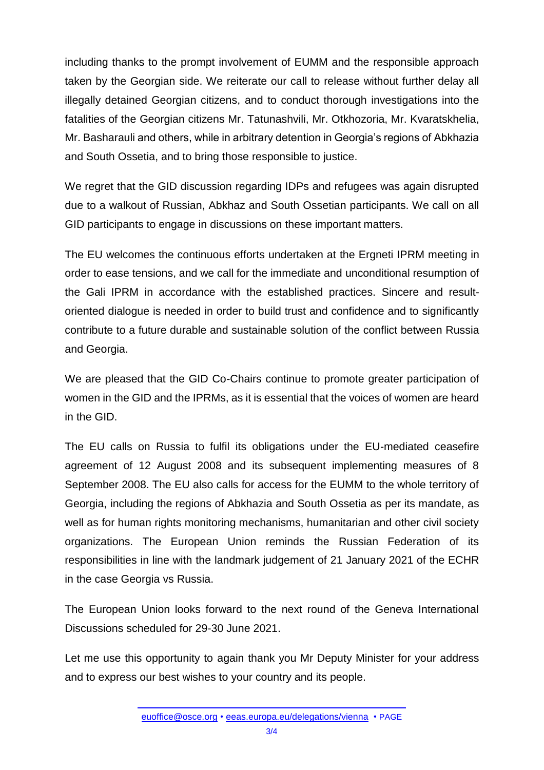including thanks to the prompt involvement of EUMM and the responsible approach taken by the Georgian side. We reiterate our call to release without further delay all illegally detained Georgian citizens, and to conduct thorough investigations into the fatalities of the Georgian citizens Mr. Tatunashvili, Mr. Otkhozoria, Mr. Kvaratskhelia, Mr. Basharauli and others, while in arbitrary detention in Georgia's regions of Abkhazia and South Ossetia, and to bring those responsible to justice.

We regret that the GID discussion regarding IDPs and refugees was again disrupted due to a walkout of Russian, Abkhaz and South Ossetian participants. We call on all GID participants to engage in discussions on these important matters.

The EU welcomes the continuous efforts undertaken at the Ergneti IPRM meeting in order to ease tensions, and we call for the immediate and unconditional resumption of the Gali IPRM in accordance with the established practices. Sincere and result-oriented dialogue is needed in order to build trust and confidence and to significantly contribute to a future durable and sustainable solution of the conflict between Russia and Georgia.

We are pleased that the GID Co-Chairs continue to promote greater participation of women in the GID and the IPRMs, as it is essential that the voices of women are heard in the GID.

The EU calls on Russia to fulfil its obligations under the EU-mediated ceasefire agreement of 12 August 2008 and its subsequent implementing measures of 8 September 2008. The EU also calls for access for the EUMM to the whole territory of Georgia, including the regions of Abkhazia and South Ossetia as per its mandate, as well as for human rights monitoring mechanisms, humanitarian and other civil society organizations. The European Union reminds the Russian Federation of its responsibilities in line with the landmark judgement of 21 January 2021 of the ECHR in the case Georgia vs Russia.

The European Union looks forward to the next round of the Geneva International Discussions scheduled for 29-30 June 2021.

Let me use this opportunity to again thank you Mr Deputy Minister for your address and to express our best wishes to your country and its people.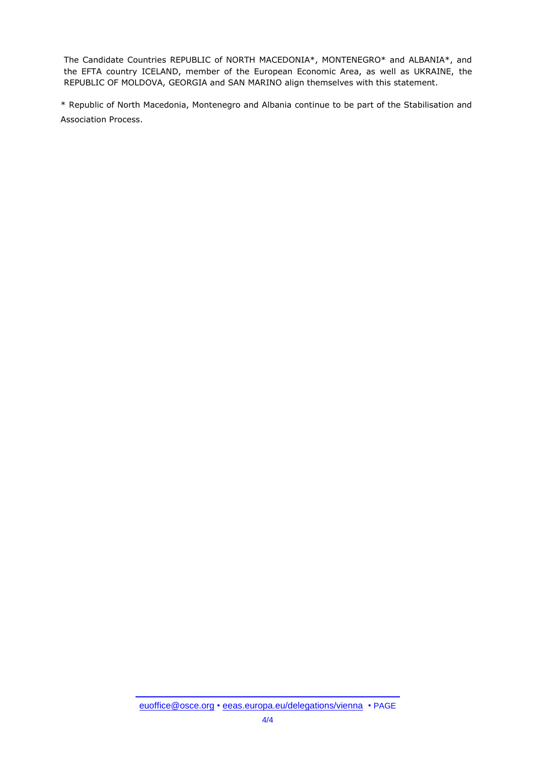The Candidate Countries REPUBLIC of NORTH MACEDONIA*, MONTENEGRO* and ALBANIA*, and the EFTA country ICELAND, member of the European Economic Area, as well as UKRAINE, the REPUBLIC OF MOLDOVA, GEORGIA and SAN MARINO align themselves with this statement.

* Republic of North Macedonia, Montenegro and Albania continue to be part of the Stabilisation and Association Process.